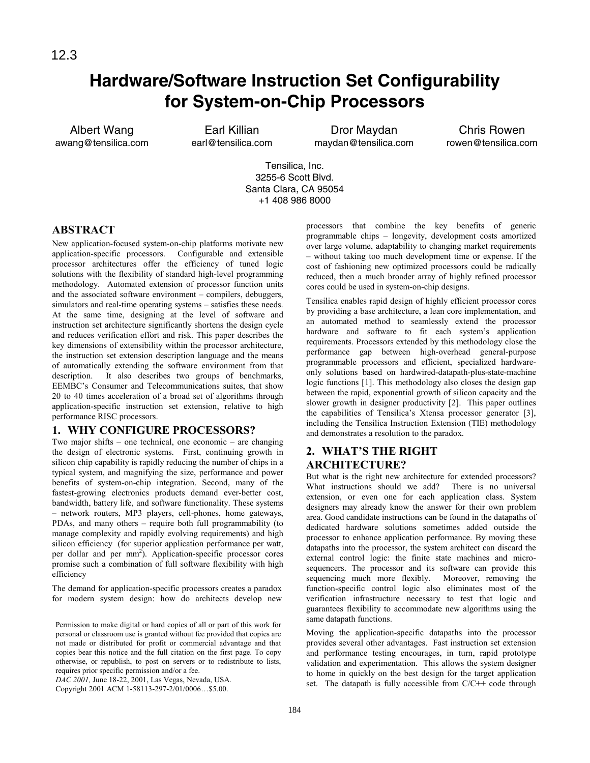12.3

# Hardware/Software Instruction Set Configurability for System-on-Chip Processors

Albert Wang
awang@tensilica.com

Earl Killian
earl@tensilica.com

Dror Maydan
maydan@tensilica.com

Chris Rowen
rowen@tensilica.com

Tensilica, Inc.
3255-6 Scott Blvd.
Santa Clara, CA 95054
+1 408 986 8000

## ABSTRACT

New application-focused system-on-chip platforms motivate new application-specific processors. Configurable and extensible processor architectures offer the efficiency of tuned logic solutions with the flexibility of standard high-level programming methodology. Automated extension of processor function units and the associated software environment – compilers, debuggers, simulators and real-time operating systems – satisfies these needs. At the same time, designing at the level of software and instruction set architecture significantly shortens the design cycle and reduces verification effort and risk. This paper describes the key dimensions of extensibility within the processor architecture, the instruction set extension description language and the means of automatically extending the software environment from that description. It also describes two groups of benchmarks, EEMBC's Consumer and Telecommunications suites, that show 20 to 40 times acceleration of a broad set of algorithms through application-specific instruction set extension, relative to high performance RISC processors.

## 1. WHY CONFIGURE PROCESSORS?

Two major shifts – one technical, one economic – are changing the design of electronic systems. First, continuing growth in silicon chip capability is rapidly reducing the number of chips in a typical system, and magnifying the size, performance and power benefits of system-on-chip integration. Second, many of the fastest-growing electronics products demand ever-better cost, bandwidth, battery life, and software functionality. These systems – network routers, MP3 players, cell-phones, home gateways, PDAs, and many others – require both full programmability (to manage complexity and rapidly evolving requirements) and high silicon efficiency (for superior application performance per watt, per dollar and per $mm^2$). Application-specific processor cores promise such a combination of full software flexibility with high efficiency

The demand for application-specific processors creates a paradox for modern system design: how do architects develop new processors that combine the key benefits of generic programmable chips – longevity, development costs amortized over large volume, adaptability to changing market requirements – without taking too much development time or expense. If the cost of fashioning new optimized processors could be radically reduced, then a much broader array of highly refined processor cores could be used in system-on-chip designs.

Tensilica enables rapid design of highly efficient processor cores by providing a base architecture, a lean core implementation, and an automated method to seamlessly extend the processor hardware and software to fit each system's application requirements. Processors extended by this methodology close the performance gap between high-overhead general-purpose programmable processors and efficient, specialized hardware-only solutions based on hardwired-datapath-plus-state-machine logic functions [1]. This methodology also closes the design gap between the rapid, exponential growth of silicon capacity and the slower growth in designer productivity [2]. This paper outlines the capabilities of Tensilica's Xtensa processor generator [3], including the Tensilica Instruction Extension (TIE) methodology and demonstrates a resolution to the paradox.

## 2. WHAT'S THE RIGHT ARCHITECTURE?

But what is the right new architecture for extended processors? What instructions should we add? There is no universal extension, or even one for each application class. System designers may already know the answer for their own problem area. Good candidate instructions can be found in the datapaths of dedicated hardware solutions sometimes added outside the processor to enhance application performance. By moving these datapaths into the processor, the system architect can discard the external control logic: the finite state machines and micro-sequencers. The processor and its software can provide this sequencing much more flexibly. Moreover, removing the function-specific control logic also eliminates most of the verification infrastructure necessary to test that logic and guarantees flexibility to accommodate new algorithms using the same datapath functions.

Moving the application-specific datapaths into the processor provides several other advantages. Fast instruction set extension and performance testing encourages, in turn, rapid prototype validation and experimentation. This allows the system designer to home in quickly on the best design for the target application set. The datapath is fully accessible from C/C++ code through

Permission to make digital or hard copies of all or part of this work for personal or classroom use is granted without fee provided that copies are not made or distributed for profit or commercial advantage and that copies bear this notice and the full citation on the first page. To copy otherwise, or republish, to post on servers or to redistribute to lists, requires prior specific permission and/or a fee.
*DAC 2001,* June 18-22, 2001, Las Vegas, Nevada, USA.
Copyright 2001 ACM 1-58113-297-2/01/0006…$5.00.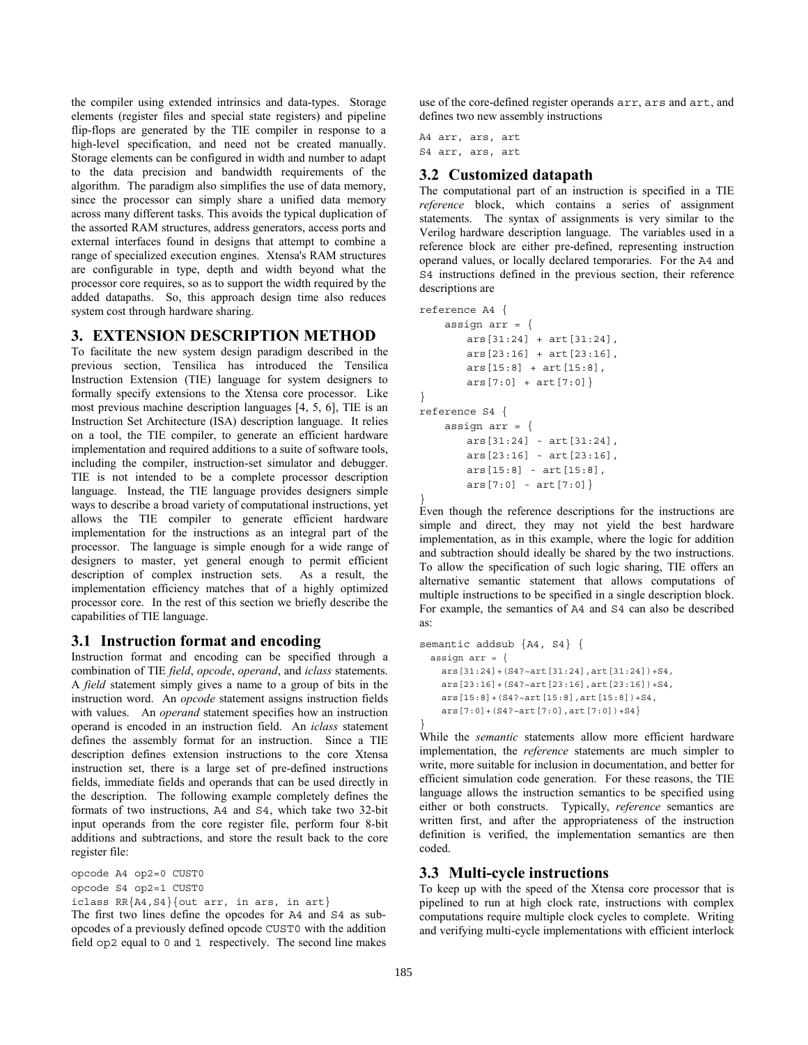the compiler using extended intrinsics and data-types. Storage elements (register files and special state registers) and pipeline flip-flops are generated by the TIE compiler in response to a high-level specification, and need not be created manually. Storage elements can be configured in width and number to adapt to the data precision and bandwidth requirements of the algorithm. The paradigm also simplifies the use of data memory, since the processor can simply share a unified data memory across many different tasks. This avoids the typical duplication of the assorted RAM structures, address generators, access ports and external interfaces found in designs that attempt to combine a range of specialized execution engines. Xtensa's RAM structures are configurable in type, depth and width beyond what the processor core requires, so as to support the width required by the added datapaths. So, this approach design time also reduces system cost through hardware sharing.

## 3. EXTENSION DESCRIPTION METHOD

To facilitate the new system design paradigm described in the previous section, Tensilica has introduced the Tensilica Instruction Extension (TIE) language for system designers to formally specify extensions to the Xtensa core processor. Like most previous machine description languages [4, 5, 6], TIE is an Instruction Set Architecture (ISA) description language. It relies on a tool, the TIE compiler, to generate an efficient hardware implementation and required additions to a suite of software tools, including the compiler, instruction-set simulator and debugger. TIE is not intended to be a complete processor description language. Instead, the TIE language provides designers simple ways to describe a broad variety of computational instructions, yet allows the TIE compiler to generate efficient hardware implementation for the instructions as an integral part of the processor. The language is simple enough for a wide range of designers to master, yet general enough to permit efficient description of complex instruction sets. As a result, the implementation efficiency matches that of a highly optimized processor core. In the rest of this section we briefly describe the capabilities of TIE language.

### 3.1 Instruction format and encoding

Instruction format and encoding can be specified through a combination of TIE *field*, *opcode*, *operand*, and *iclass* statements. A *field* statement simply gives a name to a group of bits in the instruction word. An *opcode* statement assigns instruction fields with values. An *operand* statement specifies how an instruction operand is encoded in an instruction field. An *iclass* statement defines the assembly format for an instruction. Since a TIE description defines extension instructions to the core Xtensa instruction set, there is a large set of pre-defined instructions fields, immediate fields and operands that can be used directly in the description. The following example completely defines the formats of two instructions, A4 and S4, which take two 32-bit input operands from the core register file, perform four 8-bit additions and subtractions, and store the result back to the core register file:

```
opcode A4 op2=0 CUST0
opcode S4 op2=1 CUST0
iclass RR{A4,S4}{out arr, in ars, in art}
```

The first two lines define the opcodes for A4 and S4 as sub-opcodes of a previously defined opcode CUST0 with the addition field op2 equal to 0 and 1 respectively. The second line makes use of the core-defined register operands arr, ars and art, and defines two new assembly instructions

```
A4 arr, ars, art
S4 arr, ars, art
```

### 3.2 Customized datapath

The computational part of an instruction is specified in a TIE *reference* block, which contains a series of assignment statements. The syntax of assignments is very similar to the Verilog hardware description language. The variables used in a reference block are either pre-defined, representing instruction operand values, or locally declared temporaries. For the A4 and S4 instructions defined in the previous section, their reference descriptions are

```
reference A4 {
    assign arr = {
        ars[31:24] + art[31:24],
        ars[23:16] + art[23:16],
        ars[15:8] + art[15:8],
        ars[7:0] + art[7:0]}
}
reference S4 {
    assign arr = {
        ars[31:24] - art[31:24],
        ars[23:16] - art[23:16],
        ars[15:8] - art[15:8],
        ars[7:0] - art[7:0]}
}
```

Even though the reference descriptions for the instructions are simple and direct, they may not yield the best hardware implementation, as in this example, where the logic for addition and subtraction should ideally be shared by the two instructions. To allow the specification of such logic sharing, TIE offers an alternative semantic statement that allows computations of multiple instructions to be specified in a single description block. For example, the semantics of A4 and S4 can also be described as:

```
semantic addsub {A4, S4} {
  assign arr = {
    ars[31:24]+(S4?~art[31:24],art[31:24])+S4,
    ars[23:16]+(S4?~art[23:16],art[23:16])+S4,
    ars[15:8]+(S4?~art[15:8],art[15:8])+S4,
    ars[7:0]+(S4?~art[7:0],art[7:0])+S4}
}
```

While the *semantic* statements allow more efficient hardware implementation, the *reference* statements are much simpler to write, more suitable for inclusion in documentation, and better for efficient simulation code generation. For these reasons, the TIE language allows the instruction semantics to be specified using either or both constructs. Typically, *reference* semantics are written first, and after the appropriateness of the instruction definition is verified, the implementation semantics are then coded.

### 3.3 Multi-cycle instructions

To keep up with the speed of the Xtensa core processor that is pipelined to run at high clock rate, instructions with complex computations require multiple clock cycles to complete. Writing and verifying multi-cycle implementations with efficient interlock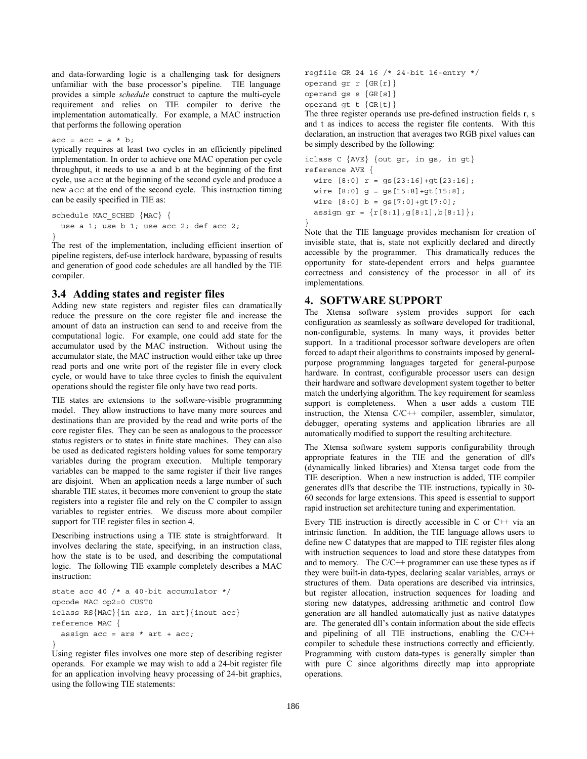and data-forwarding logic is a challenging task for designers unfamiliar with the base processor's pipeline. TIE language provides a simple *schedule* construct to capture the multi-cycle requirement and relies on TIE compiler to derive the implementation automatically. For example, a MAC instruction that performs the following operation

```
acc = acc + a * b;
```

typically requires at least two cycles in an efficiently pipelined implementation. In order to achieve one MAC operation per cycle throughput, it needs to use `a` and `b` at the beginning of the first cycle, use `acc` at the beginning of the second cycle and produce a new `acc` at the end of the second cycle. This instruction timing can be easily specified in TIE as:

```
schedule MAC_SCHED {MAC} {
  use a 1; use b 1; use acc 2; def acc 2;
}
```

The rest of the implementation, including efficient insertion of pipeline registers, def-use interlock hardware, bypassing of results and generation of good code schedules are all handled by the TIE compiler.

## 3.4 Adding states and register files

Adding new state registers and register files can dramatically reduce the pressure on the core register file and increase the amount of data an instruction can send to and receive from the computational logic. For example, one could add state for the accumulator used by the MAC instruction. Without using the accumulator state, the MAC instruction would either take up three read ports and one write port of the register file in every clock cycle, or would have to take three cycles to finish the equivalent operations should the register file only have two read ports.

TIE states are extensions to the software-visible programming model. They allow instructions to have many more sources and destinations than are provided by the read and write ports of the core register files. They can be seen as analogous to the processor status registers or to states in finite state machines. They can also be used as dedicated registers holding values for some temporary variables during the program execution. Multiple temporary variables can be mapped to the same register if their live ranges are disjoint. When an application needs a large number of such sharable TIE states, it becomes more convenient to group the state registers into a register file and rely on the C compiler to assign variables to register entries. We discuss more about compiler support for TIE register files in section 4.

Describing instructions using a TIE state is straightforward. It involves declaring the state, specifying, in an instruction class, how the state is to be used, and describing the computational logic. The following TIE example completely describes a MAC instruction:

```
state acc 40 /* a 40-bit accumulator */
opcode MAC op2=0 CUST0
iclass RS{MAC}{in ars, in art}{inout acc}
reference MAC {
  assign acc = ars * art + acc;
}
```

Using register files involves one more step of describing register operands. For example we may wish to add a 24-bit register file for an application involving heavy processing of 24-bit graphics, using the following TIE statements:

```
regfile GR 24 16 /* 24-bit 16-entry */
operand gr r {GR[r]}
operand gs s {GR[s]}
operand gt t {GR[t]}
```

The three register operands use pre-defined instruction fields r, s and t as indices to access the register file contents. With this declaration, an instruction that averages two RGB pixel values can be simply described by the following:

```
iclass C {AVE} {out gr, in gs, in gt}
reference AVE {
  wire [8:0] r = gs[23:16]+gt[23:16];
  wire [8:0] g = gs[15:8]+gt[15:8];
  wire [8:0] b = gs[7:0]+gt[7:0];
  assign gr = {r[8:1],g[8:1],b[8:1]};
}
```

Note that the TIE language provides mechanism for creation of invisible state, that is, state not explicitly declared and directly accessible by the programmer. This dramatically reduces the opportunity for state-dependent errors and helps guarantee correctness and consistency of the processor in all of its implementations.

# 4. SOFTWARE SUPPORT

The Xtensa software system provides support for each configuration as seamlessly as software developed for traditional, non-configurable, systems. In many ways, it provides better support. In a traditional processor software developers are often forced to adapt their algorithms to constraints imposed by general-purpose programming languages targeted for general-purpose hardware. In contrast, configurable processor users can design their hardware and software development system together to better match the underlying algorithm. The key requirement for seamless support is completeness. When a user adds a custom TIE instruction, the Xtensa C/C++ compiler, assembler, simulator, debugger, operating systems and application libraries are all automatically modified to support the resulting architecture.

The Xtensa software system supports configurability through appropriate features in the TIE and the generation of dll's (dynamically linked libraries) and Xtensa target code from the TIE description. When a new instruction is added, TIE compiler generates dll's that describe the TIE instructions, typically in 30-60 seconds for large extensions. This speed is essential to support rapid instruction set architecture tuning and experimentation.

Every TIE instruction is directly accessible in C or C++ via an intrinsic function. In addition, the TIE language allows users to define new C datatypes that are mapped to TIE register files along with instruction sequences to load and store these datatypes from and to memory. The C/C++ programmer can use these types as if they were built-in data-types, declaring scalar variables, arrays or structures of them. Data operations are described via intrinsics, but register allocation, instruction sequences for loading and storing new datatypes, addressing arithmetic and control flow generation are all handled automatically just as native datatypes are. The generated dll's contain information about the side effects and pipelining of all TIE instructions, enabling the C/C++ compiler to schedule these instructions correctly and efficiently. Programming with custom data-types is generally simpler than with pure C since algorithms directly map into appropriate operations.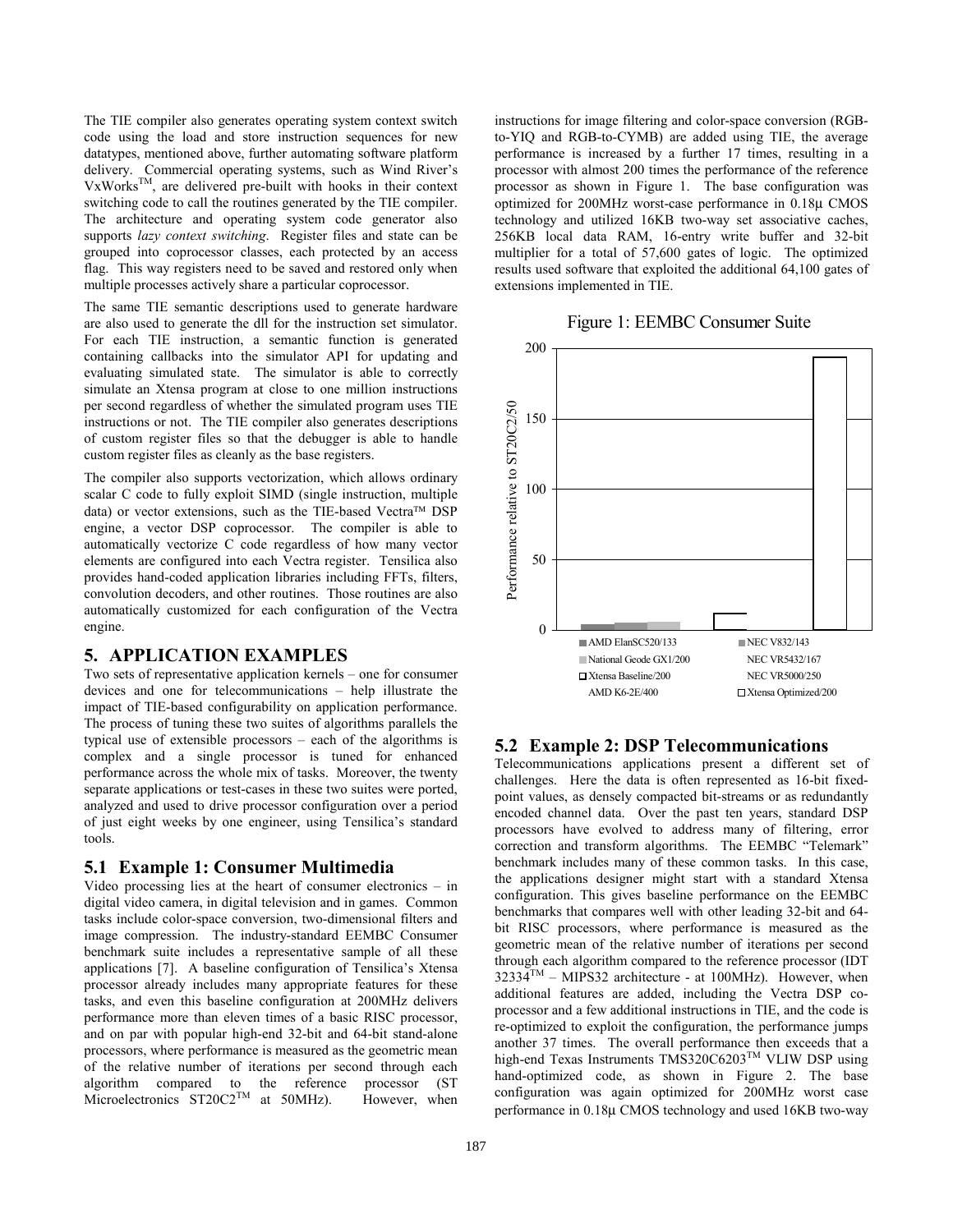The TIE compiler also generates operating system context switch code using the load and store instruction sequences for new datatypes, mentioned above, further automating software platform delivery. Commercial operating systems, such as Wind River's VxWorks™, are delivered pre-built with hooks in their context switching code to call the routines generated by the TIE compiler. The architecture and operating system code generator also supports *lazy context switching*. Register files and state can be grouped into coprocessor classes, each protected by an access flag. This way registers need to be saved and restored only when multiple processes actively share a particular coprocessor.

The same TIE semantic descriptions used to generate hardware are also used to generate the dll for the instruction set simulator. For each TIE instruction, a semantic function is generated containing callbacks into the simulator API for updating and evaluating simulated state. The simulator is able to correctly simulate an Xtensa program at close to one million instructions per second regardless of whether the simulated program uses TIE instructions or not. The TIE compiler also generates descriptions of custom register files so that the debugger is able to handle custom register files as cleanly as the base registers.

The compiler also supports vectorization, which allows ordinary scalar C code to fully exploit SIMD (single instruction, multiple data) or vector extensions, such as the TIE-based Vectra™ DSP engine, a vector DSP coprocessor. The compiler is able to automatically vectorize C code regardless of how many vector elements are configured into each Vectra register. Tensilica also provides hand-coded application libraries including FFTs, filters, convolution decoders, and other routines. Those routines are also automatically customized for each configuration of the Vectra engine.

## 5. APPLICATION EXAMPLES

Two sets of representative application kernels – one for consumer devices and one for telecommunications – help illustrate the impact of TIE-based configurability on application performance. The process of tuning these two suites of algorithms parallels the typical use of extensible processors – each of the algorithms is complex and a single processor is tuned for enhanced performance across the whole mix of tasks. Moreover, the twenty separate applications or test-cases in these two suites were ported, analyzed and used to drive processor configuration over a period of just eight weeks by one engineer, using Tensilica's standard tools.

### 5.1 Example 1: Consumer Multimedia

Video processing lies at the heart of consumer electronics – in digital video camera, in digital television and in games. Common tasks include color-space conversion, two-dimensional filters and image compression. The industry-standard EEMBC Consumer benchmark suite includes a representative sample of all these applications [7]. A baseline configuration of Tensilica's Xtensa processor already includes many appropriate features for these tasks, and even this baseline configuration at 200MHz delivers performance more than eleven times of a basic RISC processor, and on par with popular high-end 32-bit and 64-bit stand-alone processors, where performance is measured as the geometric mean of the relative number of iterations per second through each algorithm compared to the reference processor (ST Microelectronics ST20C2™ at 50MHz). However, when instructions for image filtering and color-space conversion (RGB-to-YIQ and RGB-to-CYMB) are added using TIE, the average performance is increased by a further 17 times, resulting in a processor with almost 200 times the performance of the reference processor as shown in Figure 1. The base configuration was optimized for 200MHz worst-case performance in 0.18μ CMOS technology and utilized 16KB two-way set associative caches, 256KB local data RAM, 16-entry write buffer and 32-bit multiplier for a total of 57,600 gates of logic. The optimized results used software that exploited the additional 64,100 gates of extensions implemented in TIE.

Figure 1: EEMBC Consumer Suite

Performance relative to ST20C2/50

0
50
100
150
200

AMD ElanSC520/133
NEC V832/143
National Geode GX1/200
NEC VR5432/167
Xtensa Baseline/200
NEC VR5000/250
AMD K6-2E/400
Xtensa Optimized/200

### 5.2 Example 2: DSP Telecommunications

Telecommunications applications present a different set of challenges. Here the data is often represented as 16-bit fixed-point values, as densely compacted bit-streams or as redundantly encoded channel data. Over the past ten years, standard DSP processors have evolved to address many of filtering, error correction and transform algorithms. The EEMBC "Telemark" benchmark includes many of these common tasks. In this case, the applications designer might start with a standard Xtensa configuration. This gives baseline performance on the EEMBC benchmarks that compares well with other leading 32-bit and 64-bit RISC processors, where performance is measured as the geometric mean of the relative number of iterations per second through each algorithm compared to the reference processor (IDT 32334™ – MIPS32 architecture - at 100MHz). However, when additional features are added, including the Vectra DSP co-processor and a few additional instructions in TIE, and the code is re-optimized to exploit the configuration, the performance jumps another 37 times. The overall performance then exceeds that a high-end Texas Instruments TMS320C6203™ VLIW DSP using hand-optimized code, as shown in Figure 2. The base configuration was again optimized for 200MHz worst case performance in 0.18μ CMOS technology and used 16KB two-way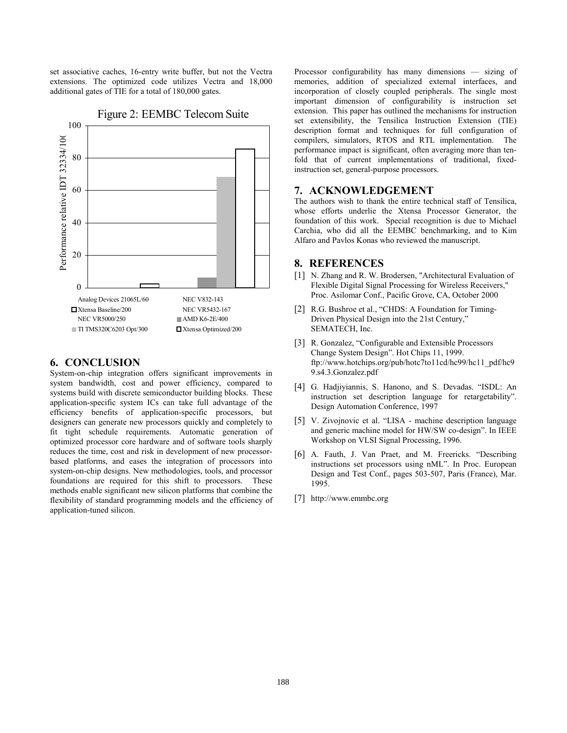set associative caches, 16-entry write buffer, but not the Vectra extensions. The optimized code utilizes Vectra and 18,000 additional gates of TIE for a total of 180,000 gates.

Figure 2: EEMBC Telecom Suite

Performance relative IDT 32334/100

100
80
60
40
20
0

Analog Devices 21065L/60
Xtensa Baseline/200
NEC VR5000/250
TI TMS320C6203 Opt/300
NEC V832-143
NEC VR5432-167
AMD K6-2E/400
Xtensa Optimized/200

## 6. CONCLUSION

System-on-chip integration offers significant improvements in system bandwidth, cost and power efficiency, compared to systems build with discrete semiconductor building blocks. These application-specific system ICs can take full advantage of the efficiency benefits of application-specific processors, but designers can generate new processors quickly and completely to fit tight schedule requirements. Automatic generation of optimized processor core hardware and of software tools sharply reduces the time, cost and risk in development of new processor-based platforms, and eases the integration of processors into system-on-chip designs. New methodologies, tools, and processor foundations are required for this shift to processors. These methods enable significant new silicon platforms that combine the flexibility of standard programming models and the efficiency of application-tuned silicon.

Processor configurability has many dimensions — sizing of memories, addition of specialized external interfaces, and incorporation of closely coupled peripherals. The single most important dimension of configurability is instruction set extension. This paper has outlined the mechanisms for instruction set extensibility, the Tensilica Instruction Extension (TIE) description format and techniques for full configuration of compilers, simulators, RTOS and RTL implementation. The performance impact is significant, often averaging more than ten-fold that of current implementations of traditional, fixed-instruction set, general-purpose processors.

## 7. ACKNOWLEDGEMENT

The authors wish to thank the entire technical staff of Tensilica, whose efforts underlie the Xtensa Processor Generator, the foundation of this work. Special recognition is due to Michael Carchia, who did all the EEMBC benchmarking, and to Kim Alfaro and Pavlos Konas who reviewed the manuscript.

## 8. REFERENCES

[1] N. Zhang and R. W. Brodersen, "Architectural Evaluation of Flexible Digital Signal Processing for Wireless Receivers," Proc. Asilomar Conf., Pacific Grove, CA, October 2000

[2] R.G. Bushroe et al., "CHDS: A Foundation for Timing-Driven Physical Design into the 21st Century," SEMATECH, Inc.

[3] R. Gonzalez, "Configurable and Extensible Processors Change System Design". Hot Chips 11, 1999. ftp://www.hotchips.org/pub/hotc7to11cd/hc99/hc11_pdf/hc99.s4.3.Gonzalez.pdf

[4] G. Hadjiyiannis, S. Hanono, and S. Devadas. "ISDL: An instruction set description language for retargetability". Design Automation Conference, 1997

[5] V. Zivojnovic et al. "LISA - machine description language and generic machine model for HW/SW co-design". In IEEE Workshop on VLSI Signal Processing, 1996.

[6] A. Fauth, J. Van Praet, and M. Freericks. "Describing instructions set processors using nML". In Proc. European Design and Test Conf., pages 503-507, Paris (France), Mar. 1995.

[7] http://www.emmbc.org